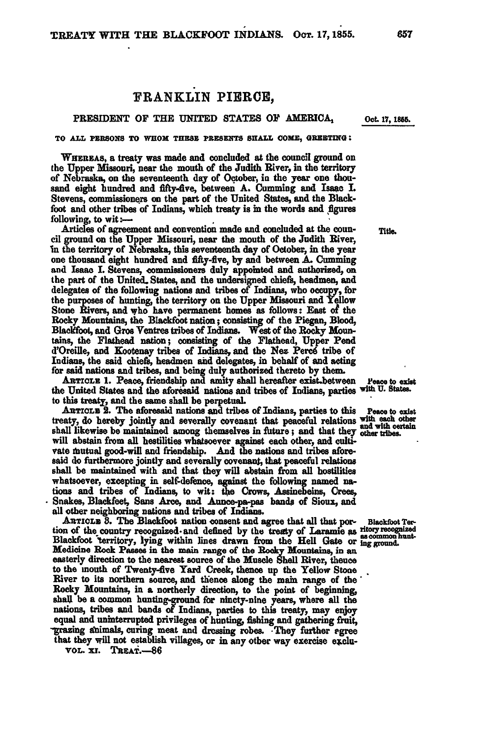# FRANKLIN PIERCE,

## PRESIDENT OF THE UNITED STATES OF AMERICA,

Oct. 17, 1855.

TO ALL PERSONS TO WHOM THESE PRESENTS SHALL COME, GREETING:

WHEREAS, a treaty was made and concluded at the council ground on the Upper Missouri, near the mouth of the Judith River, in the territory of Nebraska, on the seventeenth day of October, in the year one thousand eight hundred and fifty-five, between A. Cumming and Isaac I. Stevens, commissioners on the part of the United States, and the Blackfoot and other tribes of Indians, which treaty is in the words and figures following, to wit:—

*Title.*

Articles of agreement and convention made and concluded at the council ground on the Upper Missouri, near the mouth of the Judith River, in the territory of Nebraska, this seventeenth day of October, in the year one thousand eight hundred and fifty-five, by and between A. Cumming and Isaac I. Stevens, commissioners duly appointed and authorized, on the part of the United States, and the undersigned chiefs, headmen, and delegates of the following nations and tribes of Indians, who occupy, for the purposes of hunting, the territory on the Upper Missouri and Yellow Stone Rivers, and who have permanent homes as follows: East of the Rocky Mountains, the Blackfoot nation; consisting of the Piegan, Blood, Blackfoot, and Gros Ventres tribes of Indians. West of the Rocky Mountains, the Flathead nation; consisting of the Flathead, Upper Pend d'Oreille, and Kootenay tribes of Indians, and the Nez Percé tribe of Indians, the said chiefs, headmen and delegates, in behalf of and acting for said nations and tribes, and being duly authorized thereto by them.

*Peace to exist with U. States.*

ARTICLE 1. Peace, friendship and amity shall hereafter exist between the United States and the aforesaid nations and tribes of Indians, parties to this treaty, and the same shall be perpetual.

*Peace to exist with each other and with certain other tribes.*

ARTICLE 2. The aforesaid nations and tribes of Indians, parties to this treaty, do hereby jointly and severally covenant that peaceful relations shall likewise be maintained among themselves in future; and that they will abstain from all hostilities whatsoever against each other, and cultivate mutual good-will and friendship. And the nations and tribes aforesaid do furthermore jointly and severally covenant, that peaceful relations shall be maintained with and that they will abstain from all hostilities whatsoever, excepting in self-defence, against the following named nations and tribes of Indians, to wit: the Crows, Assineboins, Crees, Snakes, Blackfeet, Sans Arcs, and Aunce-pa-pas bands of Sioux, and all other neighboring nations and tribes of Indians.

*Blackfoot Territory recognized as common hunting ground.*

ARTICLE 3. The Blackfoot nation consent and agree that all that portion of the country recognized and defined by the treaty of Laramie as Blackfoot territory, lying within lines drawn from the Hell Gate or Medicine Rock Passes in the main range of the Rocky Mountains, in an easterly direction to the nearest source of the Muscle Shell River, thence to the mouth of Twenty-five Yard Creek, thence up the Yellow Stone River to its northern source, and thence along the main range of the Rocky Mountains, in a northerly direction, to the point of beginning, shall be a common hunting-ground for ninety-nine years, where all the nations, tribes and bands of Indians, parties to this treaty, may enjoy equal and uninterrupted privileges of hunting, fishing and gathering fruit, grazing animals, curing meat and dressing robes. They further agree that they will not establish villages, or in any other way exercise exclu-

VOL. XI. TREAT.—86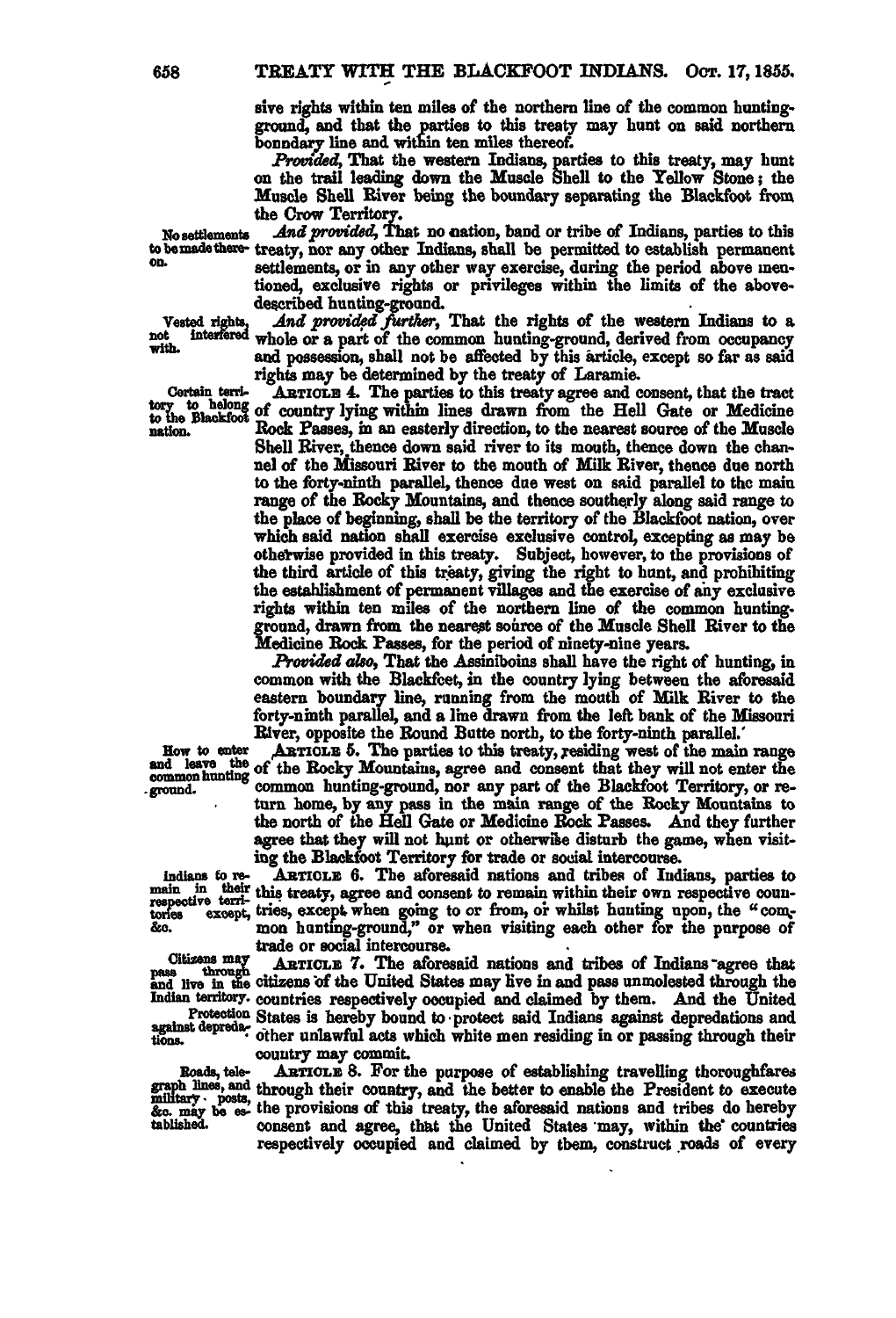sive rights within ten miles of the northern line of the common hunting-ground, and that the parties to this treaty may hunt on said northern boundary line and within ten miles thereof.

*Provided*, That the western Indians, parties to this treaty, may hunt on the trail leading down the Muscle Shell to the Yellow Stone; the Muscle Shell River being the boundary separating the Blackfoot from the Crow Territory.

No settlements to be made thereon.

*And provided*, That no nation, band or tribe of Indians, parties to this treaty, nor any other Indians, shall be permitted to establish permanent settlements, or in any other way exercise, during the period above mentioned, exclusive rights or privileges within the limits of the above-described hunting-ground.

Vested rights, not interfered with.

*And provided further*, That the rights of the western Indians to a whole or a part of the common hunting-ground, derived from occupancy and possession, shall not be affected by this article, except so far as said rights may be determined by the treaty of Laramie.

Certain territory to belong to the Blackfoot nation.

ARTICLE 4. The parties to this treaty agree and consent, that the tract of country lying within lines drawn from the Hell Gate or Medicine Rock Passes, in an easterly direction, to the nearest source of the Muscle Shell River, thence down said river to its mouth, thence down the channel of the Missouri River to the mouth of Milk River, thence due north to the forty-ninth parallel, thence due west on said parallel to the main range of the Rocky Mountains, and thence southerly along said range to the place of beginning, shall be the territory of the Blackfoot nation, over which said nation shall exercise exclusive control, excepting as may be otherwise provided in this treaty. Subject, however, to the provisions of the third article of this treaty, giving the right to hunt, and prohibiting the establishment of permanent villages and the exercise of any exclusive rights within ten miles of the northern line of the common hunting-ground, drawn from the nearest source of the Muscle Shell River to the Medicine Rock Passes, for the period of ninety-nine years.

*Provided also*, That the Assiniboins shall have the right of hunting, in common with the Blackfeet, in the country lying between the aforesaid eastern boundary line, running from the mouth of Milk River to the forty-ninth parallel, and a line drawn from the left bank of the Missouri River, opposite the Round Butte north, to the forty-ninth parallel.

How to enter and leave the common hunting ground.

ARTICLE 5. The parties to this treaty, residing west of the main range of the Rocky Mountains, agree and consent that they will not enter the common hunting-ground, nor any part of the Blackfoot Territory, or return home, by any pass in the main range of the Rocky Mountains to the north of the Hell Gate or Medicine Rock Passes. And they further agree that they will not hunt or otherwise disturb the game, when visiting the Blackfoot Territory for trade or social intercourse.

Indians to remain in their respective territories except, &c.

ARTICLE 6. The aforesaid nations and tribes of Indians, parties to this treaty, agree and consent to remain within their own respective countries, except when going to or from, or whilst hunting upon, the "common hunting-ground," or when visiting each other for the purpose of trade or social intercourse.

Citizens may pass through and live in the Indian territory. Protection against depredations.

ARTICLE 7. The aforesaid nations and tribes of Indians agree that citizens of the United States may live in and pass unmolested through the countries respectively occupied and claimed by them. And the United States is hereby bound to protect said Indians against depredations and other unlawful acts which white men residing in or passing through their country may commit.

Roads, telegraph lines, and military posts, &c. may be established.

ARTICLE 8. For the purpose of establishing travelling thoroughfares through their country, and the better to enable the President to execute the provisions of this treaty, the aforesaid nations and tribes do hereby consent and agree, that the United States may, within the countries respectively occupied and claimed by them, construct roads of every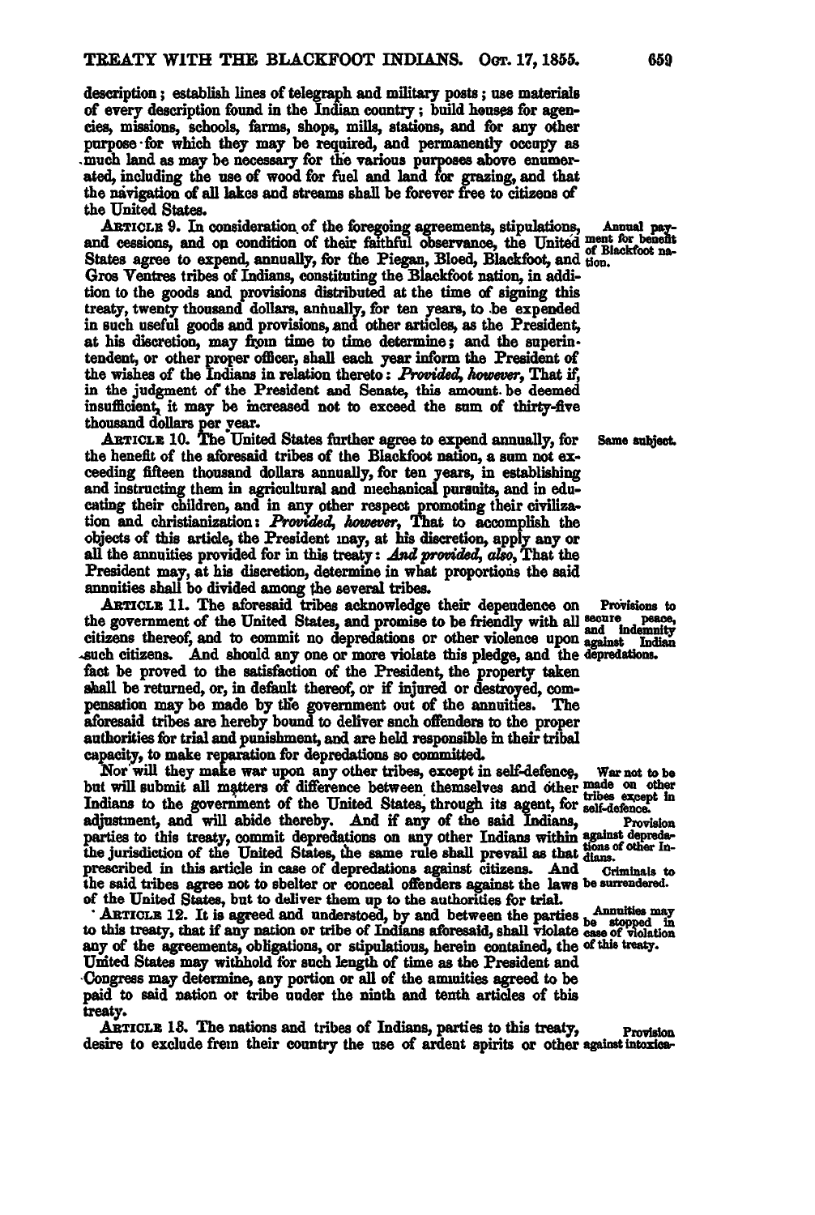description; establish lines of telegraph and military posts; use materials of every description found in the Indian country; build houses for agencies, missions, schools, farms, shops, mills, stations, and for any other purpose for which they may be required, and permanently occupy as much land as may be necessary for the various purposes above enumerated, including the use of wood for fuel and land for grazing, and that the navigation of all lakes and streams shall be forever free to citizens of the United States.

ARTICLE 9. In consideration of the foregoing agreements, stipulations, and cessions, and on condition of their faithful observance, the United States agree to expend, annually, for the Piegan, Blood, Blackfoot, and Gros Ventres tribes of Indians, constituting the Blackfoot nation, in addition to the goods and provisions distributed at the time of signing this treaty, twenty thousand dollars, annually, for ten years, to be expended in such useful goods and provisions, and other articles, as the President, at his discretion, may from time to time determine; and the superintendent, or other proper officer, shall each year inform the President of the wishes of the Indians in relation thereto: *Provided, however*, That if, in the judgment of the President and Senate, this amount be deemed insufficient, it may be increased not to exceed the sum of thirty-five thousand dollars per year.

Annual payment for benefit of Blackfoot nation.

ARTICLE 10. The United States further agree to expend annually, for the benefit of the aforesaid tribes of the Blackfoot nation, a sum not exceeding fifteen thousand dollars annually, for ten years, in establishing and instructing them in agricultural and mechanical pursuits, and in educating their children, and in any other respect promoting their civilization and christianization: *Provided, however*, That to accomplish the objects of this article, the President may, at his discretion, apply any or all the annuities provided for in this treaty: *And provided, also*, That the President may, at his discretion, determine in what proportions the said annuities shall be divided among the several tribes.

Same subject.

ARTICLE 11. The aforesaid tribes acknowledge their dependence on the government of the United States, and promise to be friendly with all citizens thereof, and to commit no depredations or other violence upon such citizens. And should any one or more violate this pledge, and the fact be proved to the satisfaction of the President, the property taken shall be returned, or, in default thereof, or if injured or destroyed, compensation may be made by the government out of the annuities. The aforesaid tribes are hereby bound to deliver such offenders to the proper authorities for trial and punishment, and are held responsible in their tribal capacity, to make reparation for depredations so committed.

Provisions to secure peace, and indemnity against Indian depredations.

Nor will they make war upon any other tribes, except in self-defence, but will submit all matters of difference between themselves and other Indians to the government of the United States, through its agent, for adjustment, and will abide thereby. And if any of the said Indians, parties to this treaty, commit depredations on any other Indians within the jurisdiction of the United States, the same rule shall prevail as that prescribed in this article in case of depredations against citizens. And the said tribes agree not to shelter or conceal offenders against the laws of the United States, but to deliver them up to the authorities for trial.

War not to be made on other tribes except in self-defence.

Provision against depredations of other Indians.

Criminals to be surrendered.

ARTICLE 12. It is agreed and understood, by and between the parties to this treaty, that if any nation or tribe of Indians aforesaid, shall violate any of the agreements, obligations, or stipulations, herein contained, the United States may withhold for such length of time as the President and Congress may determine, any portion or all of the annuities agreed to be paid to said nation or tribe under the ninth and tenth articles of this treaty.

Annuities may be stopped in case of violation of this treaty.

ARTICLE 13. The nations and tribes of Indians, parties to this treaty, desire to exclude from their country the use of ardent spirits or other

Provision against intoxica-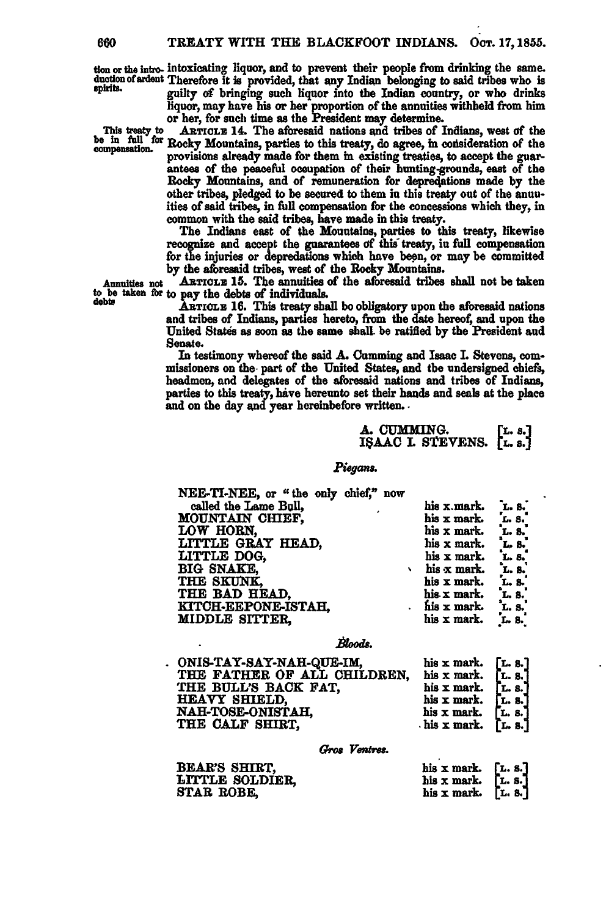tion or the introduction of ardent spirits. intoxicating liquor, and to prevent their people from drinking the same. Therefore it is provided, that any Indian belonging to said tribes who is guilty of bringing such liquor into the Indian country, or who drinks liquor, may have his or her proportion of the annuities withheld from him or her, for such time as the President may determine.

This treaty to be in full for compensation.

ARTICLE 14. The aforesaid nations and tribes of Indians, west of the Rocky Mountains, parties to this treaty, do agree, in consideration of the provisions already made for them in existing treaties, to accept the guarantees of the peaceful occupation of their hunting-grounds, east of the Rocky Mountains, and of remuneration for depredations made by the other tribes, pledged to be secured to them in this treaty out of the annuities of said tribes, in full compensation for the concessions which they, in common with the said tribes, have made in this treaty.

The Indians east of the Mountains, parties to this treaty, likewise recognize and accept the guarantees of this treaty, in full compensation for the injuries or depredations which have been, or may be committed by the aforesaid tribes, west of the Rocky Mountains.

Annuities not to be taken for debts

ARTICLE 15. The annuities of the aforesaid tribes shall not be taken to pay the debts of individuals.

ARTICLE 16. This treaty shall be obligatory upon the aforesaid nations and tribes of Indians, parties hereto, from the date hereof, and upon the United States as soon as the same shall be ratified by the President and Senate.

In testimony whereof the said A. Cumming and Isaac I. Stevens, commissioners on the part of the United States, and the undersigned chiefs, headmen, and delegates of the aforesaid nations and tribes of Indians, parties to this treaty, have hereunto set their hands and seals at the place and on the day and year hereinbefore written.

A. CUMMING. [L. S.]
ISAAC I. STEVENS. [L. S.]

*Piegans.*

| | | |
|---|---|---|
| NEE-TI-NEE, or "the only chief," now called the Lame Bull, | his x mark. | [L. S.] |
| MOUNTAIN CHIEF, | his x mark. | [L. S.] |
| LOW HORN, | his x mark. | [L. S.] |
| LITTLE GRAY HEAD, | his x mark. | [L. S.] |
| LITTLE DOG, | his x mark. | [L. S.] |
| BIG SNAKE, | his x mark. | [L. S.] |
| THE SKUNK, | his x mark. | [L. S.] |
| THE BAD HEAD, | his x mark. | [L. S.] |
| KITCH-EEPONE-ISTAH, | his x mark. | [L. S.] |
| MIDDLE SITTER, | his x mark. | [L. S.] |

*Bloods.*

| | | |
|---|---|---|
| ONIS-TAY-SAY-NAH-QUE-IM, | his x mark. | [L. S.] |
| THE FATHER OF ALL CHILDREN, | his x mark. | [L. S.] |
| THE BULL'S BACK FAT, | his x mark. | [L. S.] |
| HEAVY SHIELD, | his x mark. | [L. S.] |
| NAH-TOSE-ONISTAH, | his x mark. | [L. S.] |
| THE CALF SHIRT, | his x mark. | [L. S.] |

*Gros Ventres.*

| | | |
|---|---|---|
| BEAR'S SHIRT, | his x mark. | [L. S.] |
| LITTLE SOLDIER, | his x mark. | [L. S.] |
| STAR ROBE, | his x mark. | [L. S.] |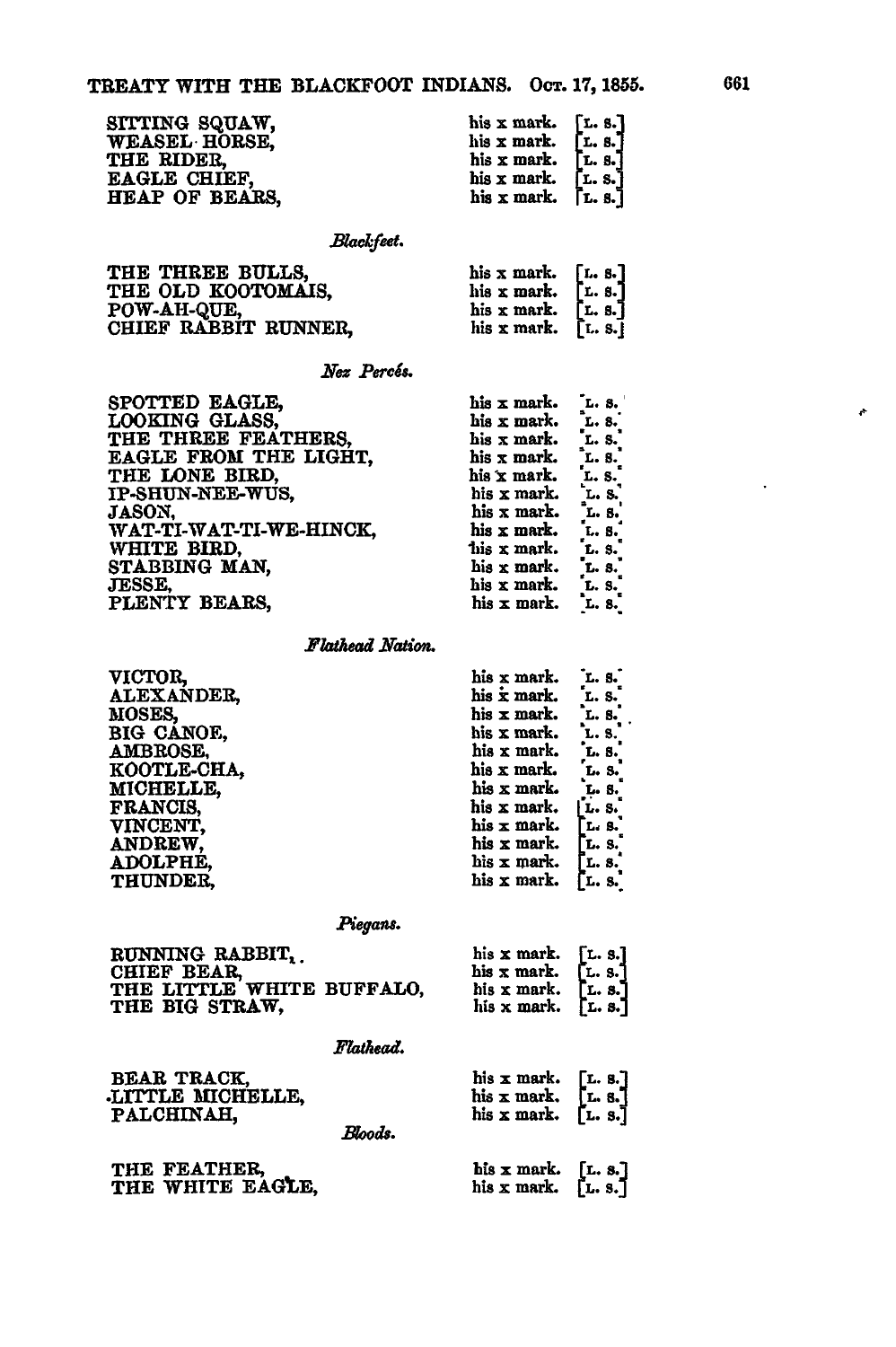| | | |
|---|---|---|
| SITTING SQUAW, | his x mark. | [L. S.] |
| WEASEL HORSE, | his x mark. | [L. S.] |
| THE RIDER, | his x mark. | [L. S.] |
| EAGLE CHIEF, | his x mark. | [L. S.] |
| HEAP OF BEARS, | his x mark. | [L. S.] |

*Blackfeet.*

| | | |
|---|---|---|
| THE THREE BULLS, | his x mark. | [L. S.] |
| THE OLD KOOTOMAIS, | his x mark. | [L. S.] |
| POW-AH-QUE, | his x mark. | [L. S.] |
| CHIEF RABBIT RUNNER, | his x mark. | [L. S.] |

*Nez Percés.*

| | | |
|---|---|---|
| SPOTTED EAGLE, | his x mark. | [L. S.] |
| LOOKING GLASS, | his x mark. | [L. S.] |
| THE THREE FEATHERS, | his x mark. | [L. S.] |
| EAGLE FROM THE LIGHT, | his x mark. | [L. S.] |
| THE LONE BIRD, | his x mark. | [L. S.] |
| IP-SHUN-NEE-WUS, | his x mark. | [L. S.] |
| JASON, | his x mark. | [L. S.] |
| WAT-TI-WAT-TI-WE-HINCK, | his x mark. | [L. S.] |
| WHITE BIRD, | his x mark. | [L. S.] |
| STABBING MAN, | his x mark. | [L. S.] |
| JESSE, | his x mark. | [L. S.] |
| PLENTY BEARS, | his x mark. | [L. S.] |

*Flathead Nation.*

| | | |
|---|---|---|
| VICTOR, | his x mark. | [L. S.] |
| ALEXANDER, | his x mark. | [L. S.] |
| MOSES, | his x mark. | [L. S.] |
| BIG CANOE, | his x mark. | [L. S.] |
| AMBROSE, | his x mark. | [L. S.] |
| KOOTLE-CHA, | his x mark. | [L. S.] |
| MICHELLE, | his x mark. | [L. S.] |
| FRANCIS, | his x mark. | [L. S.] |
| VINCENT, | his x mark. | [L. S.] |
| ANDREW, | his x mark. | [L. S.] |
| ADOLPHE, | his x mark. | [L. S.] |
| THUNDER, | his x mark. | [L. S.] |

*Piegans.*

| | | |
|---|---|---|
| RUNNING RABBIT, | his x mark. | [L. S.] |
| CHIEF BEAR, | his x mark. | [L. S.] |
| THE LITTLE WHITE BUFFALO, | his x mark. | [L. S.] |
| THE BIG STRAW, | his x mark. | [L. S.] |

*Flathead.*

| | | |
|---|---|---|
| BEAR TRACK, | his x mark. | [L. S.] |
| LITTLE MICHELLE, | his x mark. | [L. S.] |
| PALCHINAH, | his x mark. | [L. S.] |

*Bloods.*

| | | |
|---|---|---|
| THE FEATHER, | his x mark. | [L. S.] |
| THE WHITE EAGLE, | his x mark. | [L. S.] |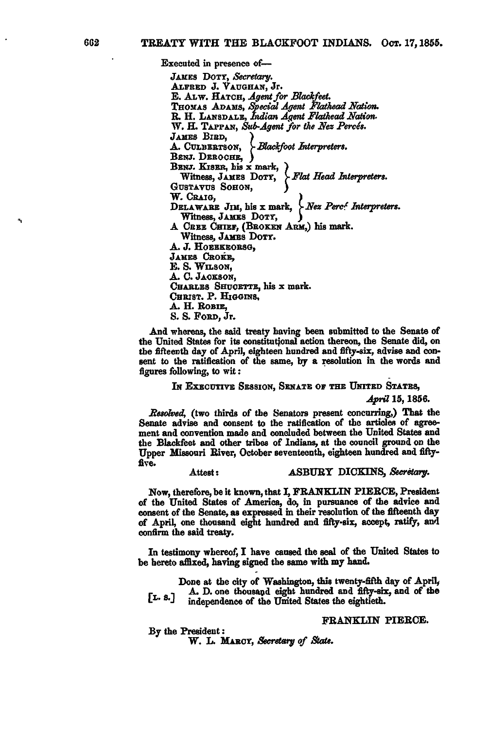Executed in presence of—

JAMES DOTY, *Secretary.*
ALFRED J. VAUGHAN, Jr.
E. ALW. HATCH, *Agent for Blackfeet.*
THOMAS ADAMS, *Special Agent Flathead Nation.*
R. H. LANSDALE, *Indian Agent Flathead Nation.*
W. H. TAPPAN, *Sub-Agent for the Nez Percés.*
JAMES BIRD, A. CULBERTSON, BENJ. DEROCHE, } *Blackfoot Interpreters.*
BENJ. KISER, his x mark, Witness, JAMES DOTY, GUSTAVUS SOHON, } *Flat Head Interpreters.*
W. CRAIG, DELAWARE JIM, his x mark, Witness, JAMES DOTY, } *Nez Percé Interpreters.*
A CREE CHIEF, (BROKEN ARM,) his mark.
Witness, JAMES DOTY.
A. J. HOEEKEORSG,
JAMES CROKE,
E. S. WILSON,
A. C. JACKSON,
CHARLES SHUCETTE, his x mark.
CHRIST. P. HIGGINS,
A. H. ROBIE,
S. S. FORD, Jr.

And whereas, the said treaty having been submitted to the Senate of the United States for its constitutional action thereon, the Senate did, on the fifteenth day of April, eighteen hundred and fifty-six, advise and consent to the ratification of the same, by a resolution in the words and figures following, to wit:

IN EXECUTIVE SESSION, SENATE OF THE UNITED STATES,
*April* 15, 1856.

*Resolved,* (two thirds of the Senators present concurring,) That the Senate advise and consent to the ratification of the articles of agreement and convention made and concluded between the United States and the Blackfeet and other tribes of Indians, at the council ground on the Upper Missouri River, October seventeenth, eighteen hundred and fifty-five.

Attest: ASBURY DICKINS, *Secretary.*

Now, therefore, be it known, that I, FRANKLIN PIERCE, President of the United States of America, do, in pursuance of the advice and consent of the Senate, as expressed in their resolution of the fifteenth day of April, one thousand eight hundred and fifty-six, accept, ratify, and confirm the said treaty.

In testimony whereof, I have caused the seal of the United States to be hereto affixed, having signed the same with my hand.

[L. S.] Done at the city of Washington, this twenty-fifth day of April, A. D. one thousand eight hundred and fifty-six, and of the independence of the United States the eightieth.

FRANKLIN PIERCE.

By the President:
W. L. MARCY, *Secretary of State.*